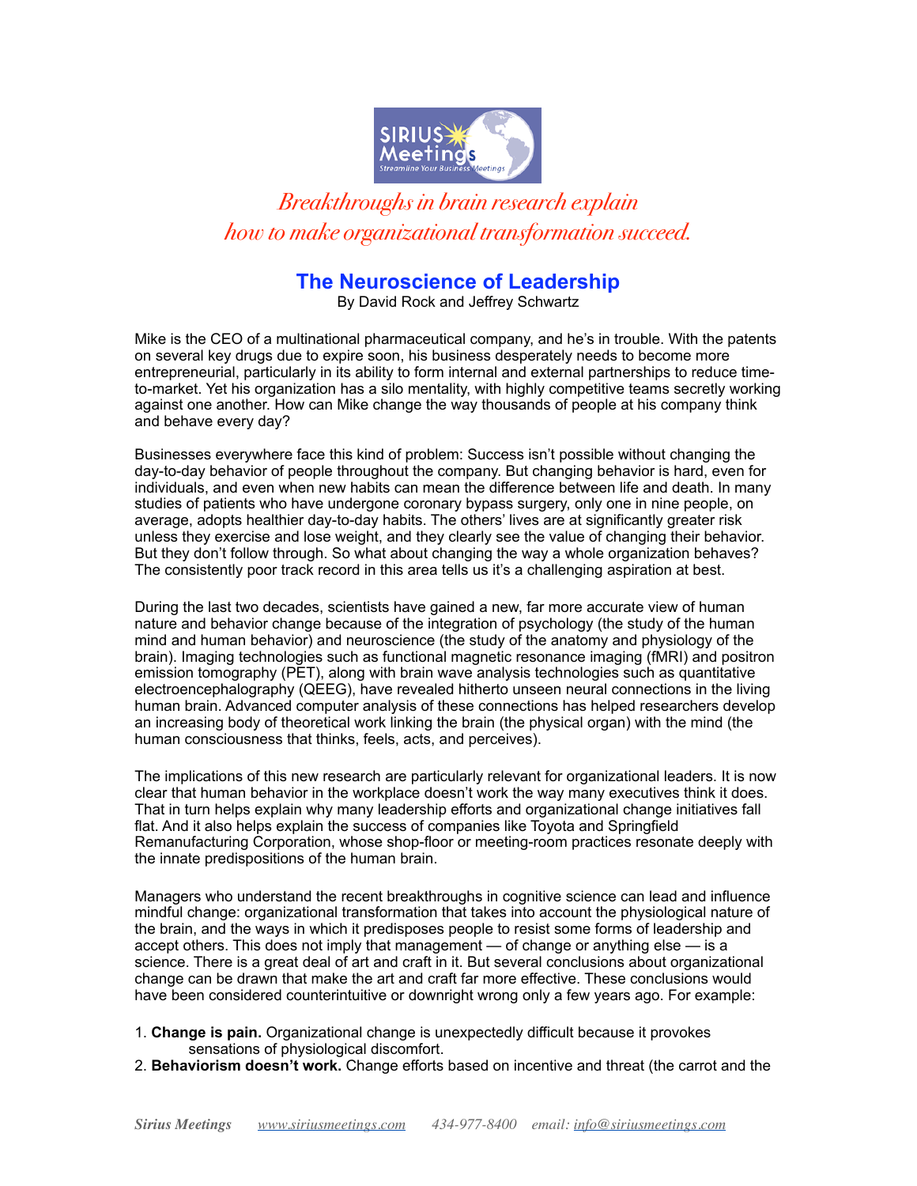*Breakthroughs in brain research explain how to make organizational transformation succeed.*

# The Neuroscience of Leadership

By David Rock and Jeffrey Schwartz

Mike is the CEO of a multinational pharmaceutical company, and he's in trouble. With the patents on several key drugs due to expire soon, his business desperately needs to become more entrepreneurial, particularly in its ability to form internal and external partnerships to reduce time-to-market. Yet his organization has a silo mentality, with highly competitive teams secretly working against one another. How can Mike change the way thousands of people at his company think and behave every day?

Businesses everywhere face this kind of problem: Success isn't possible without changing the day-to-day behavior of people throughout the company. But changing behavior is hard, even for individuals, and even when new habits can mean the difference between life and death. In many studies of patients who have undergone coronary bypass surgery, only one in nine people, on average, adopts healthier day-to-day habits. The others' lives are at significantly greater risk unless they exercise and lose weight, and they clearly see the value of changing their behavior. But they don't follow through. So what about changing the way a whole organization behaves? The consistently poor track record in this area tells us it's a challenging aspiration at best.

During the last two decades, scientists have gained a new, far more accurate view of human nature and behavior change because of the integration of psychology (the study of the human mind and human behavior) and neuroscience (the study of the anatomy and physiology of the brain). Imaging technologies such as functional magnetic resonance imaging (fMRI) and positron emission tomography (PET), along with brain wave analysis technologies such as quantitative electroencephalography (QEEG), have revealed hitherto unseen neural connections in the living human brain. Advanced computer analysis of these connections has helped researchers develop an increasing body of theoretical work linking the brain (the physical organ) with the mind (the human consciousness that thinks, feels, acts, and perceives).

The implications of this new research are particularly relevant for organizational leaders. It is now clear that human behavior in the workplace doesn't work the way many executives think it does. That in turn helps explain why many leadership efforts and organizational change initiatives fall flat. And it also helps explain the success of companies like Toyota and Springfield Remanufacturing Corporation, whose shop-floor or meeting-room practices resonate deeply with the innate predispositions of the human brain.

Managers who understand the recent breakthroughs in cognitive science can lead and influence mindful change: organizational transformation that takes into account the physiological nature of the brain, and the ways in which it predisposes people to resist some forms of leadership and accept others. This does not imply that management — of change or anything else — is a science. There is a great deal of art and craft in it. But several conclusions about organizational change can be drawn that make the art and craft far more effective. These conclusions would have been considered counterintuitive or downright wrong only a few years ago. For example:

1. **Change is pain.** Organizational change is unexpectedly difficult because it provokes sensations of physiological discomfort.
2. **Behaviorism doesn't work.** Change efforts based on incentive and threat (the carrot and the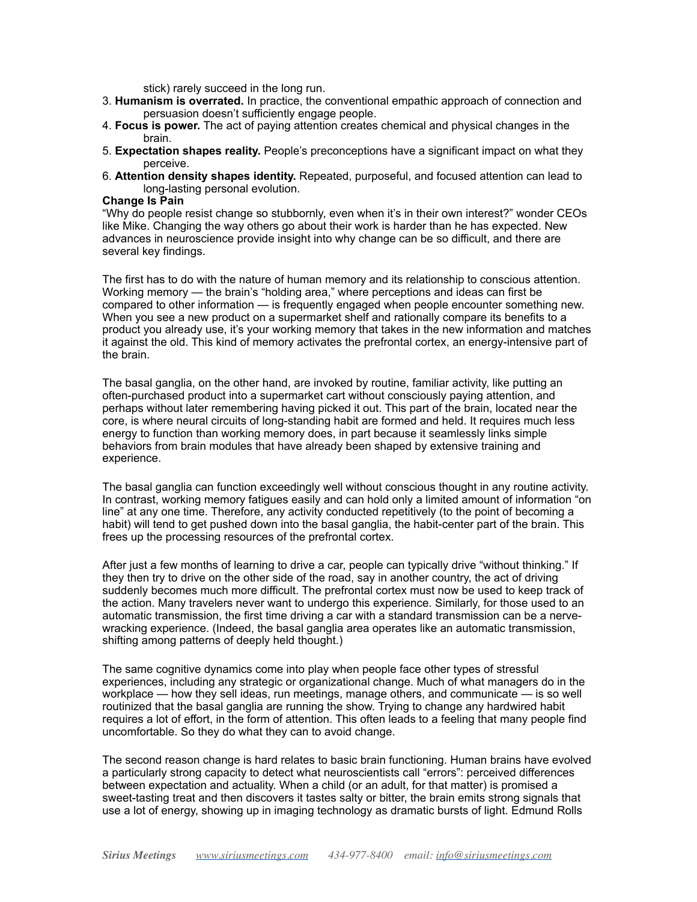stick) rarely succeed in the long run.

3. **Humanism is overrated.** In practice, the conventional empathic approach of connection and persuasion doesn't sufficiently engage people.
4. **Focus is power.** The act of paying attention creates chemical and physical changes in the brain.
5. **Expectation shapes reality.** People's preconceptions have a significant impact on what they perceive.
6. **Attention density shapes identity.** Repeated, purposeful, and focused attention can lead to long-lasting personal evolution.

**Change Is Pain**

"Why do people resist change so stubbornly, even when it's in their own interest?" wonder CEOs like Mike. Changing the way others go about their work is harder than he has expected. New advances in neuroscience provide insight into why change can be so difficult, and there are several key findings.

The first has to do with the nature of human memory and its relationship to conscious attention. Working memory — the brain's "holding area," where perceptions and ideas can first be compared to other information — is frequently engaged when people encounter something new. When you see a new product on a supermarket shelf and rationally compare its benefits to a product you already use, it's your working memory that takes in the new information and matches it against the old. This kind of memory activates the prefrontal cortex, an energy-intensive part of the brain.

The basal ganglia, on the other hand, are invoked by routine, familiar activity, like putting an often-purchased product into a supermarket cart without consciously paying attention, and perhaps without later remembering having picked it out. This part of the brain, located near the core, is where neural circuits of long-standing habit are formed and held. It requires much less energy to function than working memory does, in part because it seamlessly links simple behaviors from brain modules that have already been shaped by extensive training and experience.

The basal ganglia can function exceedingly well without conscious thought in any routine activity. In contrast, working memory fatigues easily and can hold only a limited amount of information "on line" at any one time. Therefore, any activity conducted repetitively (to the point of becoming a habit) will tend to get pushed down into the basal ganglia, the habit-center part of the brain. This frees up the processing resources of the prefrontal cortex.

After just a few months of learning to drive a car, people can typically drive "without thinking." If they then try to drive on the other side of the road, say in another country, the act of driving suddenly becomes much more difficult. The prefrontal cortex must now be used to keep track of the action. Many travelers never want to undergo this experience. Similarly, for those used to an automatic transmission, the first time driving a car with a standard transmission can be a nerve-wracking experience. (Indeed, the basal ganglia area operates like an automatic transmission, shifting among patterns of deeply held thought.)

The same cognitive dynamics come into play when people face other types of stressful experiences, including any strategic or organizational change. Much of what managers do in the workplace — how they sell ideas, run meetings, manage others, and communicate — is so well routinized that the basal ganglia are running the show. Trying to change any hardwired habit requires a lot of effort, in the form of attention. This often leads to a feeling that many people find uncomfortable. So they do what they can to avoid change.

The second reason change is hard relates to basic brain functioning. Human brains have evolved a particularly strong capacity to detect what neuroscientists call "errors": perceived differences between expectation and actuality. When a child (or an adult, for that matter) is promised a sweet-tasting treat and then discovers it tastes salty or bitter, the brain emits strong signals that use a lot of energy, showing up in imaging technology as dramatic bursts of light. Edmund Rolls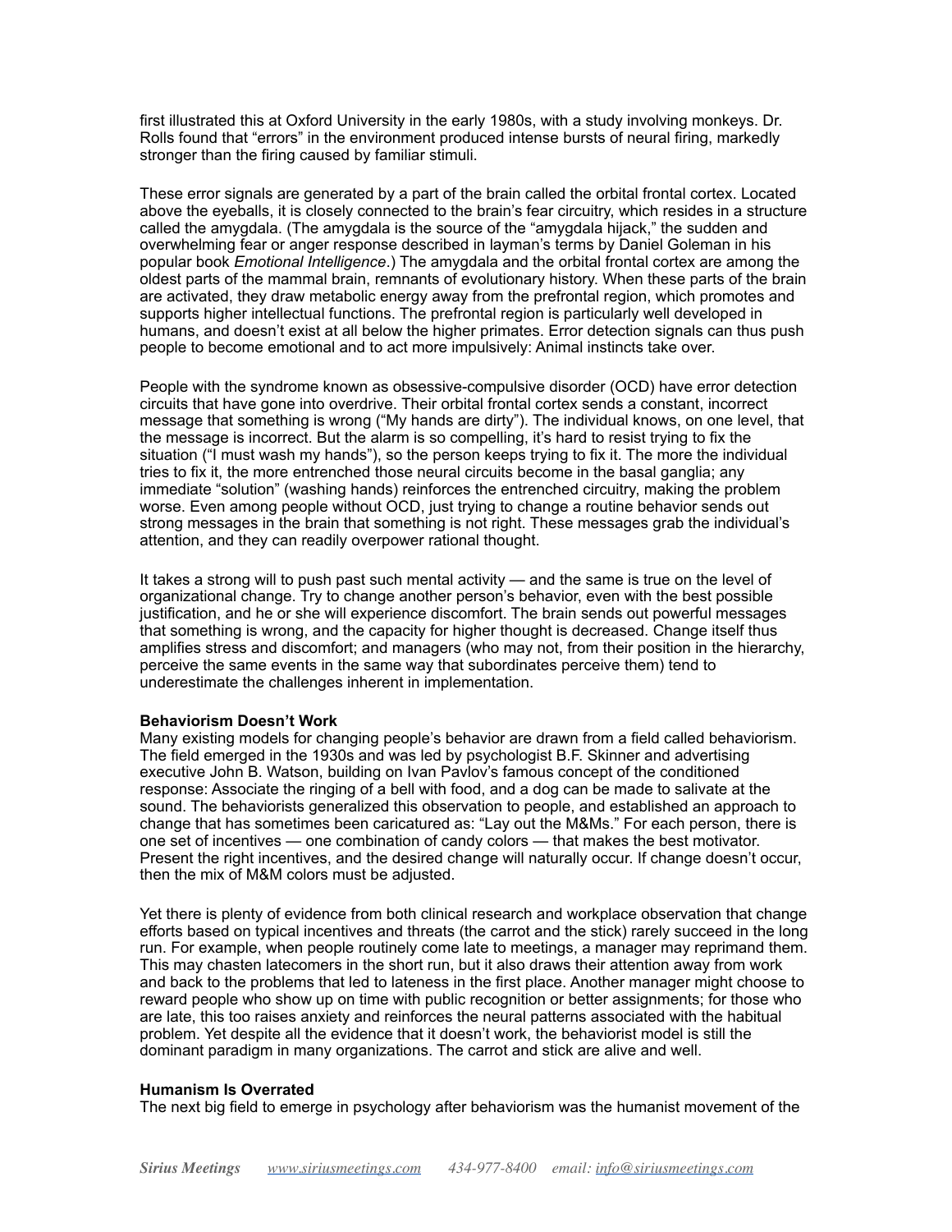first illustrated this at Oxford University in the early 1980s, with a study involving monkeys. Dr. Rolls found that "errors" in the environment produced intense bursts of neural firing, markedly stronger than the firing caused by familiar stimuli.

These error signals are generated by a part of the brain called the orbital frontal cortex. Located above the eyeballs, it is closely connected to the brain's fear circuitry, which resides in a structure called the amygdala. (The amygdala is the source of the "amygdala hijack," the sudden and overwhelming fear or anger response described in layman's terms by Daniel Goleman in his popular book *Emotional Intelligence*.) The amygdala and the orbital frontal cortex are among the oldest parts of the mammal brain, remnants of evolutionary history. When these parts of the brain are activated, they draw metabolic energy away from the prefrontal region, which promotes and supports higher intellectual functions. The prefrontal region is particularly well developed in humans, and doesn't exist at all below the higher primates. Error detection signals can thus push people to become emotional and to act more impulsively: Animal instincts take over.

People with the syndrome known as obsessive-compulsive disorder (OCD) have error detection circuits that have gone into overdrive. Their orbital frontal cortex sends a constant, incorrect message that something is wrong ("My hands are dirty"). The individual knows, on one level, that the message is incorrect. But the alarm is so compelling, it's hard to resist trying to fix the situation ("I must wash my hands"), so the person keeps trying to fix it. The more the individual tries to fix it, the more entrenched those neural circuits become in the basal ganglia; any immediate "solution" (washing hands) reinforces the entrenched circuitry, making the problem worse. Even among people without OCD, just trying to change a routine behavior sends out strong messages in the brain that something is not right. These messages grab the individual's attention, and they can readily overpower rational thought.

It takes a strong will to push past such mental activity — and the same is true on the level of organizational change. Try to change another person's behavior, even with the best possible justification, and he or she will experience discomfort. The brain sends out powerful messages that something is wrong, and the capacity for higher thought is decreased. Change itself thus amplifies stress and discomfort; and managers (who may not, from their position in the hierarchy, perceive the same events in the same way that subordinates perceive them) tend to underestimate the challenges inherent in implementation.

**Behaviorism Doesn't Work**

Many existing models for changing people's behavior are drawn from a field called behaviorism. The field emerged in the 1930s and was led by psychologist B.F. Skinner and advertising executive John B. Watson, building on Ivan Pavlov's famous concept of the conditioned response: Associate the ringing of a bell with food, and a dog can be made to salivate at the sound. The behaviorists generalized this observation to people, and established an approach to change that has sometimes been caricatured as: "Lay out the M&Ms." For each person, there is one set of incentives — one combination of candy colors — that makes the best motivator. Present the right incentives, and the desired change will naturally occur. If change doesn't occur, then the mix of M&M colors must be adjusted.

Yet there is plenty of evidence from both clinical research and workplace observation that change efforts based on typical incentives and threats (the carrot and the stick) rarely succeed in the long run. For example, when people routinely come late to meetings, a manager may reprimand them. This may chasten latecomers in the short run, but it also draws their attention away from work and back to the problems that led to lateness in the first place. Another manager might choose to reward people who show up on time with public recognition or better assignments; for those who are late, this too raises anxiety and reinforces the neural patterns associated with the habitual problem. Yet despite all the evidence that it doesn't work, the behaviorist model is still the dominant paradigm in many organizations. The carrot and stick are alive and well.

**Humanism Is Overrated**

The next big field to emerge in psychology after behaviorism was the humanist movement of the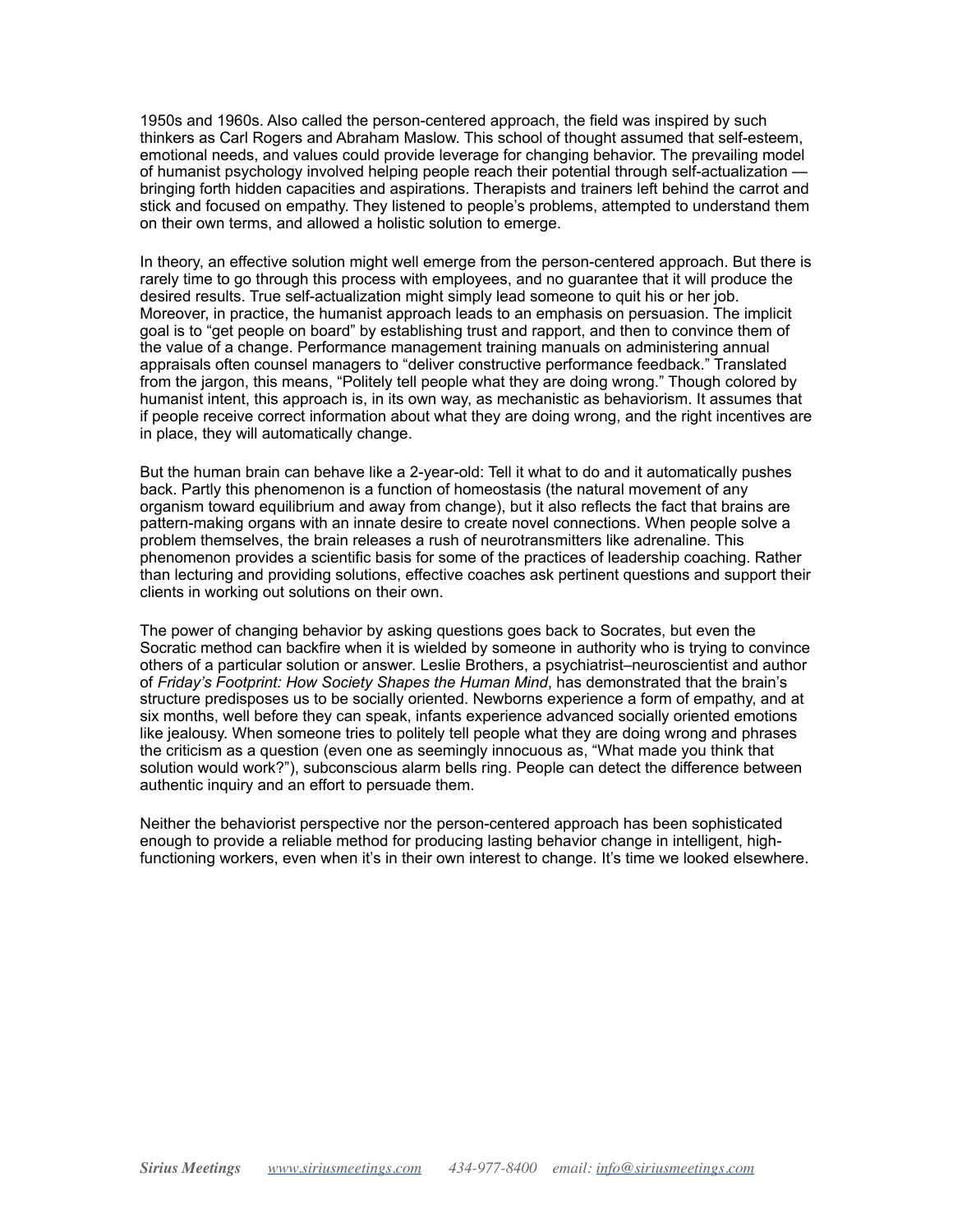1950s and 1960s. Also called the person-centered approach, the field was inspired by such thinkers as Carl Rogers and Abraham Maslow. This school of thought assumed that self-esteem, emotional needs, and values could provide leverage for changing behavior. The prevailing model of humanist psychology involved helping people reach their potential through self-actualization — bringing forth hidden capacities and aspirations. Therapists and trainers left behind the carrot and stick and focused on empathy. They listened to people's problems, attempted to understand them on their own terms, and allowed a holistic solution to emerge.

In theory, an effective solution might well emerge from the person-centered approach. But there is rarely time to go through this process with employees, and no guarantee that it will produce the desired results. True self-actualization might simply lead someone to quit his or her job. Moreover, in practice, the humanist approach leads to an emphasis on persuasion. The implicit goal is to "get people on board" by establishing trust and rapport, and then to convince them of the value of a change. Performance management training manuals on administering annual appraisals often counsel managers to "deliver constructive performance feedback." Translated from the jargon, this means, "Politely tell people what they are doing wrong." Though colored by humanist intent, this approach is, in its own way, as mechanistic as behaviorism. It assumes that if people receive correct information about what they are doing wrong, and the right incentives are in place, they will automatically change.

But the human brain can behave like a 2-year-old: Tell it what to do and it automatically pushes back. Partly this phenomenon is a function of homeostasis (the natural movement of any organism toward equilibrium and away from change), but it also reflects the fact that brains are pattern-making organs with an innate desire to create novel connections. When people solve a problem themselves, the brain releases a rush of neurotransmitters like adrenaline. This phenomenon provides a scientific basis for some of the practices of leadership coaching. Rather than lecturing and providing solutions, effective coaches ask pertinent questions and support their clients in working out solutions on their own.

The power of changing behavior by asking questions goes back to Socrates, but even the Socratic method can backfire when it is wielded by someone in authority who is trying to convince others of a particular solution or answer. Leslie Brothers, a psychiatrist–neuroscientist and author of *Friday's Footprint: How Society Shapes the Human Mind*, has demonstrated that the brain's structure predisposes us to be socially oriented. Newborns experience a form of empathy, and at six months, well before they can speak, infants experience advanced socially oriented emotions like jealousy. When someone tries to politely tell people what they are doing wrong and phrases the criticism as a question (even one as seemingly innocuous as, "What made you think that solution would work?"), subconscious alarm bells ring. People can detect the difference between authentic inquiry and an effort to persuade them.

Neither the behaviorist perspective nor the person-centered approach has been sophisticated enough to provide a reliable method for producing lasting behavior change in intelligent, high-functioning workers, even when it's in their own interest to change. It's time we looked elsewhere.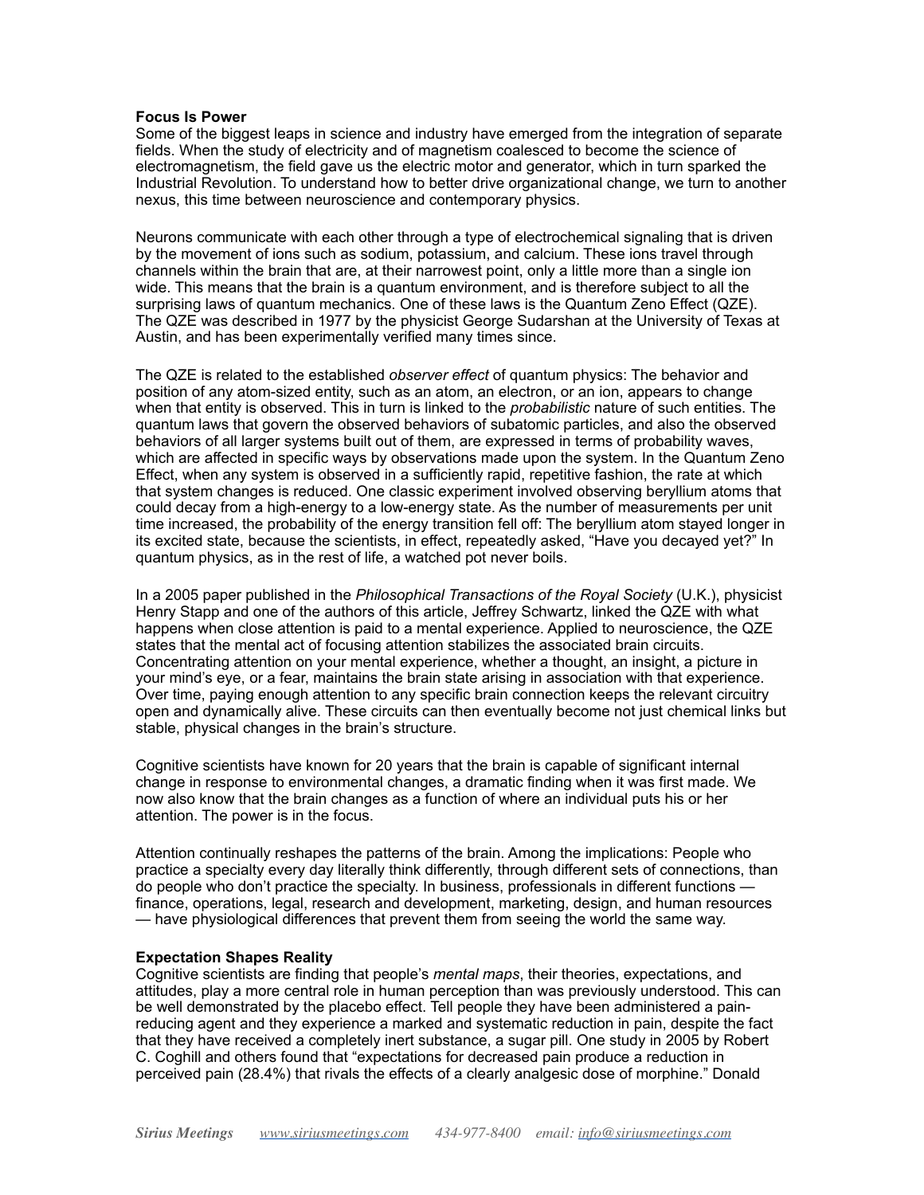**Focus Is Power**

Some of the biggest leaps in science and industry have emerged from the integration of separate fields. When the study of electricity and of magnetism coalesced to become the science of electromagnetism, the field gave us the electric motor and generator, which in turn sparked the Industrial Revolution. To understand how to better drive organizational change, we turn to another nexus, this time between neuroscience and contemporary physics.

Neurons communicate with each other through a type of electrochemical signaling that is driven by the movement of ions such as sodium, potassium, and calcium. These ions travel through channels within the brain that are, at their narrowest point, only a little more than a single ion wide. This means that the brain is a quantum environment, and is therefore subject to all the surprising laws of quantum mechanics. One of these laws is the Quantum Zeno Effect (QZE). The QZE was described in 1977 by the physicist George Sudarshan at the University of Texas at Austin, and has been experimentally verified many times since.

The QZE is related to the established *observer effect* of quantum physics: The behavior and position of any atom-sized entity, such as an atom, an electron, or an ion, appears to change when that entity is observed. This in turn is linked to the *probabilistic* nature of such entities. The quantum laws that govern the observed behaviors of subatomic particles, and also the observed behaviors of all larger systems built out of them, are expressed in terms of probability waves, which are affected in specific ways by observations made upon the system. In the Quantum Zeno Effect, when any system is observed in a sufficiently rapid, repetitive fashion, the rate at which that system changes is reduced. One classic experiment involved observing beryllium atoms that could decay from a high-energy to a low-energy state. As the number of measurements per unit time increased, the probability of the energy transition fell off: The beryllium atom stayed longer in its excited state, because the scientists, in effect, repeatedly asked, "Have you decayed yet?" In quantum physics, as in the rest of life, a watched pot never boils.

In a 2005 paper published in the *Philosophical Transactions of the Royal Society* (U.K.), physicist Henry Stapp and one of the authors of this article, Jeffrey Schwartz, linked the QZE with what happens when close attention is paid to a mental experience. Applied to neuroscience, the QZE states that the mental act of focusing attention stabilizes the associated brain circuits. Concentrating attention on your mental experience, whether a thought, an insight, a picture in your mind's eye, or a fear, maintains the brain state arising in association with that experience. Over time, paying enough attention to any specific brain connection keeps the relevant circuitry open and dynamically alive. These circuits can then eventually become not just chemical links but stable, physical changes in the brain's structure.

Cognitive scientists have known for 20 years that the brain is capable of significant internal change in response to environmental changes, a dramatic finding when it was first made. We now also know that the brain changes as a function of where an individual puts his or her attention. The power is in the focus.

Attention continually reshapes the patterns of the brain. Among the implications: People who practice a specialty every day literally think differently, through different sets of connections, than do people who don't practice the specialty. In business, professionals in different functions — finance, operations, legal, research and development, marketing, design, and human resources — have physiological differences that prevent them from seeing the world the same way.

**Expectation Shapes Reality**

Cognitive scientists are finding that people's *mental maps*, their theories, expectations, and attitudes, play a more central role in human perception than was previously understood. This can be well demonstrated by the placebo effect. Tell people they have been administered a pain-reducing agent and they experience a marked and systematic reduction in pain, despite the fact that they have received a completely inert substance, a sugar pill. One study in 2005 by Robert C. Coghill and others found that "expectations for decreased pain produce a reduction in perceived pain (28.4%) that rivals the effects of a clearly analgesic dose of morphine." Donald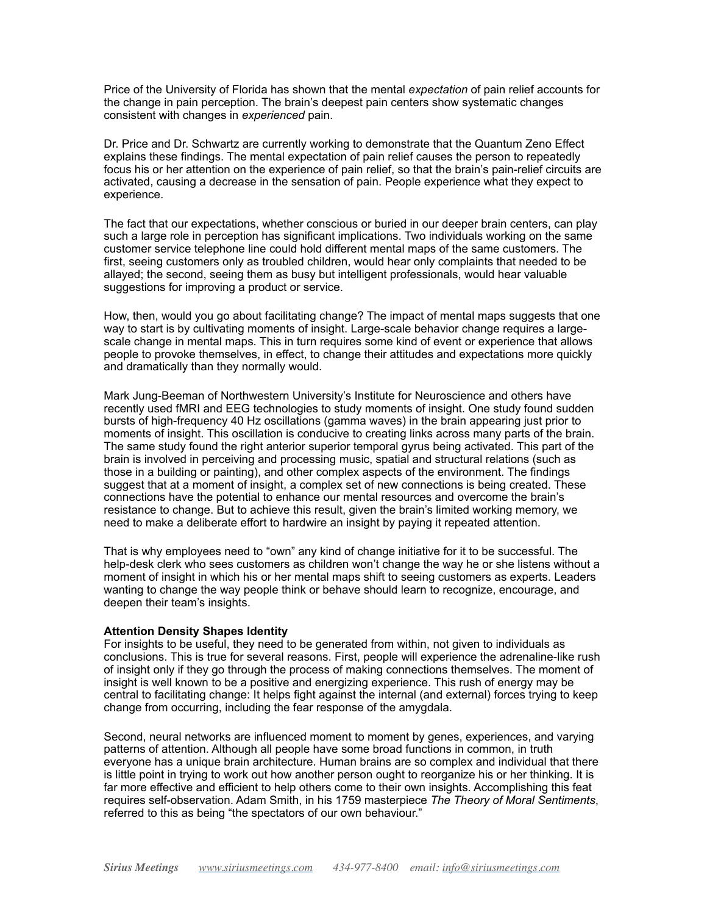Price of the University of Florida has shown that the mental *expectation* of pain relief accounts for the change in pain perception. The brain's deepest pain centers show systematic changes consistent with changes in *experienced* pain.

Dr. Price and Dr. Schwartz are currently working to demonstrate that the Quantum Zeno Effect explains these findings. The mental expectation of pain relief causes the person to repeatedly focus his or her attention on the experience of pain relief, so that the brain's pain-relief circuits are activated, causing a decrease in the sensation of pain. People experience what they expect to experience.

The fact that our expectations, whether conscious or buried in our deeper brain centers, can play such a large role in perception has significant implications. Two individuals working on the same customer service telephone line could hold different mental maps of the same customers. The first, seeing customers only as troubled children, would hear only complaints that needed to be allayed; the second, seeing them as busy but intelligent professionals, would hear valuable suggestions for improving a product or service.

How, then, would you go about facilitating change? The impact of mental maps suggests that one way to start is by cultivating moments of insight. Large-scale behavior change requires a large-scale change in mental maps. This in turn requires some kind of event or experience that allows people to provoke themselves, in effect, to change their attitudes and expectations more quickly and dramatically than they normally would.

Mark Jung-Beeman of Northwestern University's Institute for Neuroscience and others have recently used fMRI and EEG technologies to study moments of insight. One study found sudden bursts of high-frequency 40 Hz oscillations (gamma waves) in the brain appearing just prior to moments of insight. This oscillation is conducive to creating links across many parts of the brain. The same study found the right anterior superior temporal gyrus being activated. This part of the brain is involved in perceiving and processing music, spatial and structural relations (such as those in a building or painting), and other complex aspects of the environment. The findings suggest that at a moment of insight, a complex set of new connections is being created. These connections have the potential to enhance our mental resources and overcome the brain's resistance to change. But to achieve this result, given the brain's limited working memory, we need to make a deliberate effort to hardwire an insight by paying it repeated attention.

That is why employees need to "own" any kind of change initiative for it to be successful. The help-desk clerk who sees customers as children won't change the way he or she listens without a moment of insight in which his or her mental maps shift to seeing customers as experts. Leaders wanting to change the way people think or behave should learn to recognize, encourage, and deepen their team's insights.

**Attention Density Shapes Identity**

For insights to be useful, they need to be generated from within, not given to individuals as conclusions. This is true for several reasons. First, people will experience the adrenaline-like rush of insight only if they go through the process of making connections themselves. The moment of insight is well known to be a positive and energizing experience. This rush of energy may be central to facilitating change: It helps fight against the internal (and external) forces trying to keep change from occurring, including the fear response of the amygdala.

Second, neural networks are influenced moment to moment by genes, experiences, and varying patterns of attention. Although all people have some broad functions in common, in truth everyone has a unique brain architecture. Human brains are so complex and individual that there is little point in trying to work out how another person ought to reorganize his or her thinking. It is far more effective and efficient to help others come to their own insights. Accomplishing this feat requires self-observation. Adam Smith, in his 1759 masterpiece *The Theory of Moral Sentiments*, referred to this as being "the spectators of our own behaviour."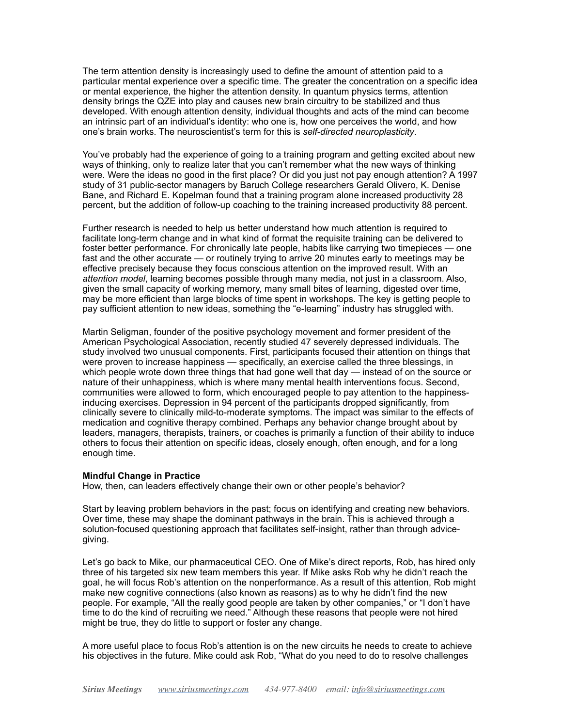The term attention density is increasingly used to define the amount of attention paid to a particular mental experience over a specific time. The greater the concentration on a specific idea or mental experience, the higher the attention density. In quantum physics terms, attention density brings the QZE into play and causes new brain circuitry to be stabilized and thus developed. With enough attention density, individual thoughts and acts of the mind can become an intrinsic part of an individual's identity: who one is, how one perceives the world, and how one's brain works. The neuroscientist's term for this is *self-directed neuroplasticity*.

You've probably had the experience of going to a training program and getting excited about new ways of thinking, only to realize later that you can't remember what the new ways of thinking were. Were the ideas no good in the first place? Or did you just not pay enough attention? A 1997 study of 31 public-sector managers by Baruch College researchers Gerald Olivero, K. Denise Bane, and Richard E. Kopelman found that a training program alone increased productivity 28 percent, but the addition of follow-up coaching to the training increased productivity 88 percent.

Further research is needed to help us better understand how much attention is required to facilitate long-term change and in what kind of format the requisite training can be delivered to foster better performance. For chronically late people, habits like carrying two timepieces — one fast and the other accurate — or routinely trying to arrive 20 minutes early to meetings may be effective precisely because they focus conscious attention on the improved result. With an *attention model*, learning becomes possible through many media, not just in a classroom. Also, given the small capacity of working memory, many small bites of learning, digested over time, may be more efficient than large blocks of time spent in workshops. The key is getting people to pay sufficient attention to new ideas, something the "e-learning" industry has struggled with.

Martin Seligman, founder of the positive psychology movement and former president of the American Psychological Association, recently studied 47 severely depressed individuals. The study involved two unusual components. First, participants focused their attention on things that were proven to increase happiness — specifically, an exercise called the three blessings, in which people wrote down three things that had gone well that day — instead of on the source or nature of their unhappiness, which is where many mental health interventions focus. Second, communities were allowed to form, which encouraged people to pay attention to the happiness-inducing exercises. Depression in 94 percent of the participants dropped significantly, from clinically severe to clinically mild-to-moderate symptoms. The impact was similar to the effects of medication and cognitive therapy combined. Perhaps any behavior change brought about by leaders, managers, therapists, trainers, or coaches is primarily a function of their ability to induce others to focus their attention on specific ideas, closely enough, often enough, and for a long enough time.

**Mindful Change in Practice**

How, then, can leaders effectively change their own or other people's behavior?

Start by leaving problem behaviors in the past; focus on identifying and creating new behaviors. Over time, these may shape the dominant pathways in the brain. This is achieved through a solution-focused questioning approach that facilitates self-insight, rather than through advice-giving.

Let's go back to Mike, our pharmaceutical CEO. One of Mike's direct reports, Rob, has hired only three of his targeted six new team members this year. If Mike asks Rob why he didn't reach the goal, he will focus Rob's attention on the nonperformance. As a result of this attention, Rob might make new cognitive connections (also known as reasons) as to why he didn't find the new people. For example, "All the really good people are taken by other companies," or "I don't have time to do the kind of recruiting we need." Although these reasons that people were not hired might be true, they do little to support or foster any change.

A more useful place to focus Rob's attention is on the new circuits he needs to create to achieve his objectives in the future. Mike could ask Rob, "What do you need to do to resolve challenges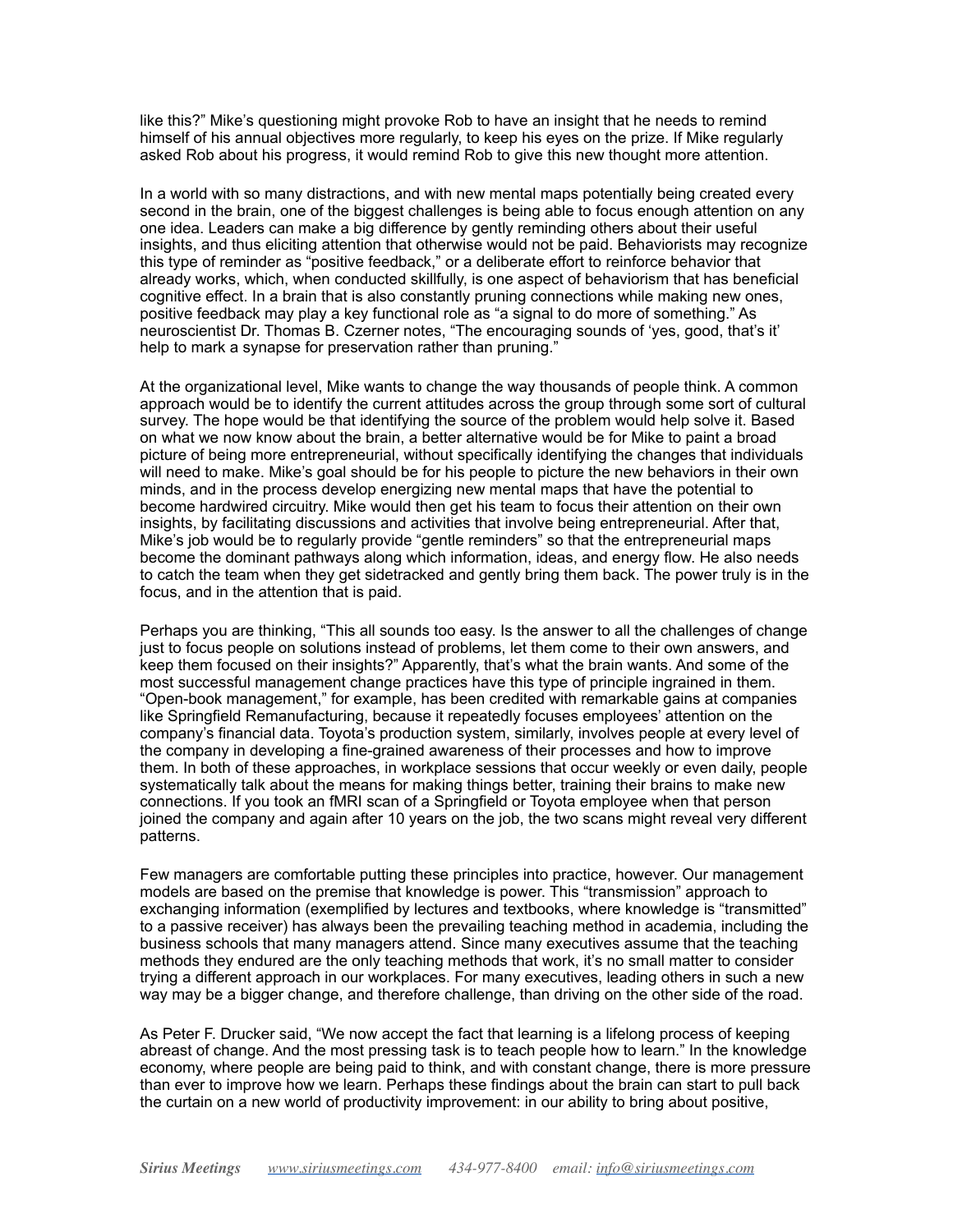like this?" Mike's questioning might provoke Rob to have an insight that he needs to remind himself of his annual objectives more regularly, to keep his eyes on the prize. If Mike regularly asked Rob about his progress, it would remind Rob to give this new thought more attention.

In a world with so many distractions, and with new mental maps potentially being created every second in the brain, one of the biggest challenges is being able to focus enough attention on any one idea. Leaders can make a big difference by gently reminding others about their useful insights, and thus eliciting attention that otherwise would not be paid. Behaviorists may recognize this type of reminder as "positive feedback," or a deliberate effort to reinforce behavior that already works, which, when conducted skillfully, is one aspect of behaviorism that has beneficial cognitive effect. In a brain that is also constantly pruning connections while making new ones, positive feedback may play a key functional role as "a signal to do more of something." As neuroscientist Dr. Thomas B. Czerner notes, "The encouraging sounds of 'yes, good, that's it' help to mark a synapse for preservation rather than pruning."

At the organizational level, Mike wants to change the way thousands of people think. A common approach would be to identify the current attitudes across the group through some sort of cultural survey. The hope would be that identifying the source of the problem would help solve it. Based on what we now know about the brain, a better alternative would be for Mike to paint a broad picture of being more entrepreneurial, without specifically identifying the changes that individuals will need to make. Mike's goal should be for his people to picture the new behaviors in their own minds, and in the process develop energizing new mental maps that have the potential to become hardwired circuitry. Mike would then get his team to focus their attention on their own insights, by facilitating discussions and activities that involve being entrepreneurial. After that, Mike's job would be to regularly provide "gentle reminders" so that the entrepreneurial maps become the dominant pathways along which information, ideas, and energy flow. He also needs to catch the team when they get sidetracked and gently bring them back. The power truly is in the focus, and in the attention that is paid.

Perhaps you are thinking, "This all sounds too easy. Is the answer to all the challenges of change just to focus people on solutions instead of problems, let them come to their own answers, and keep them focused on their insights?" Apparently, that's what the brain wants. And some of the most successful management change practices have this type of principle ingrained in them. "Open-book management," for example, has been credited with remarkable gains at companies like Springfield Remanufacturing, because it repeatedly focuses employees' attention on the company's financial data. Toyota's production system, similarly, involves people at every level of the company in developing a fine-grained awareness of their processes and how to improve them. In both of these approaches, in workplace sessions that occur weekly or even daily, people systematically talk about the means for making things better, training their brains to make new connections. If you took an fMRI scan of a Springfield or Toyota employee when that person joined the company and again after 10 years on the job, the two scans might reveal very different patterns.

Few managers are comfortable putting these principles into practice, however. Our management models are based on the premise that knowledge is power. This "transmission" approach to exchanging information (exemplified by lectures and textbooks, where knowledge is "transmitted" to a passive receiver) has always been the prevailing teaching method in academia, including the business schools that many managers attend. Since many executives assume that the teaching methods they endured are the only teaching methods that work, it's no small matter to consider trying a different approach in our workplaces. For many executives, leading others in such a new way may be a bigger change, and therefore challenge, than driving on the other side of the road.

As Peter F. Drucker said, "We now accept the fact that learning is a lifelong process of keeping abreast of change. And the most pressing task is to teach people how to learn." In the knowledge economy, where people are being paid to think, and with constant change, there is more pressure than ever to improve how we learn. Perhaps these findings about the brain can start to pull back the curtain on a new world of productivity improvement: in our ability to bring about positive,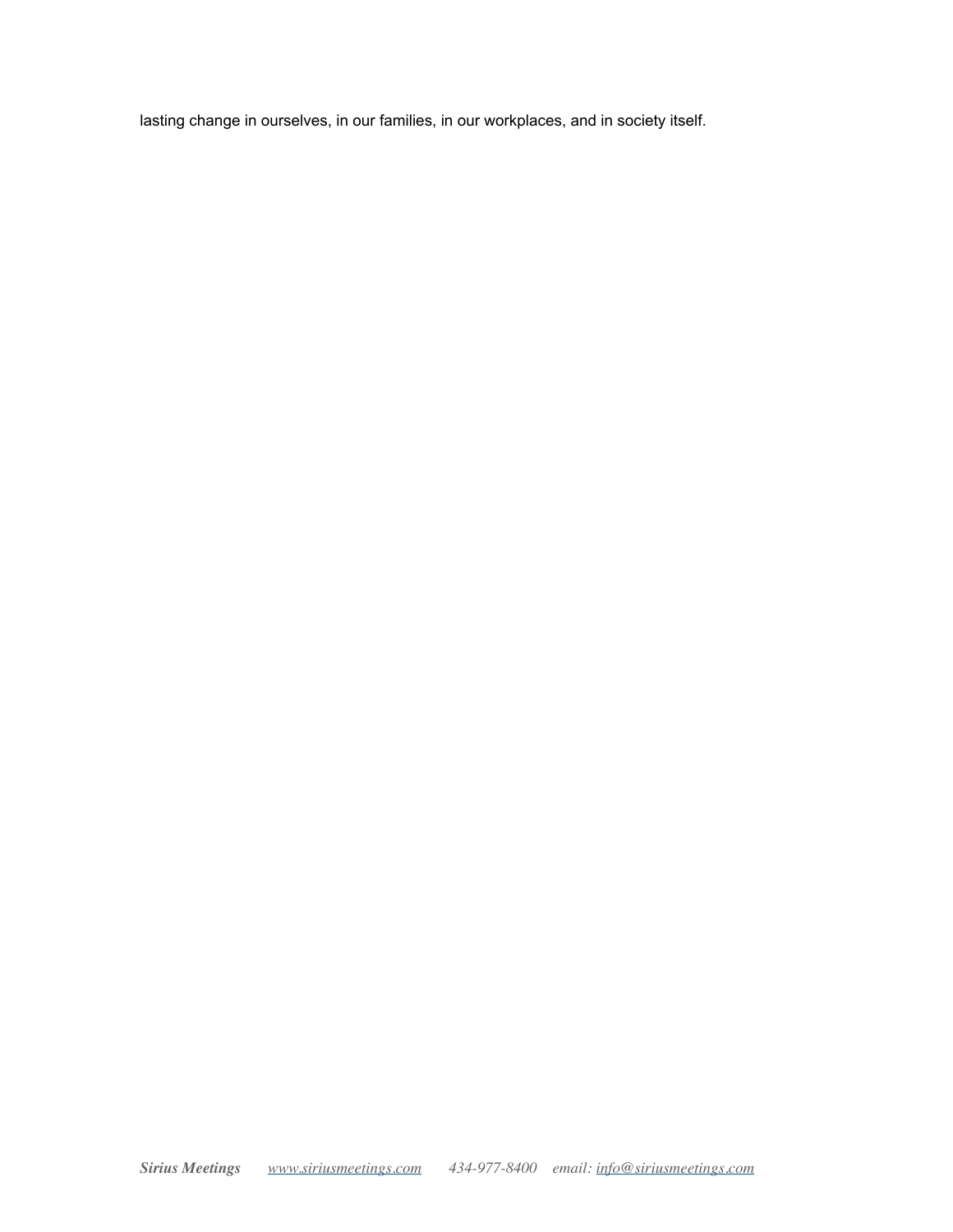lasting change in ourselves, in our families, in our workplaces, and in society itself.